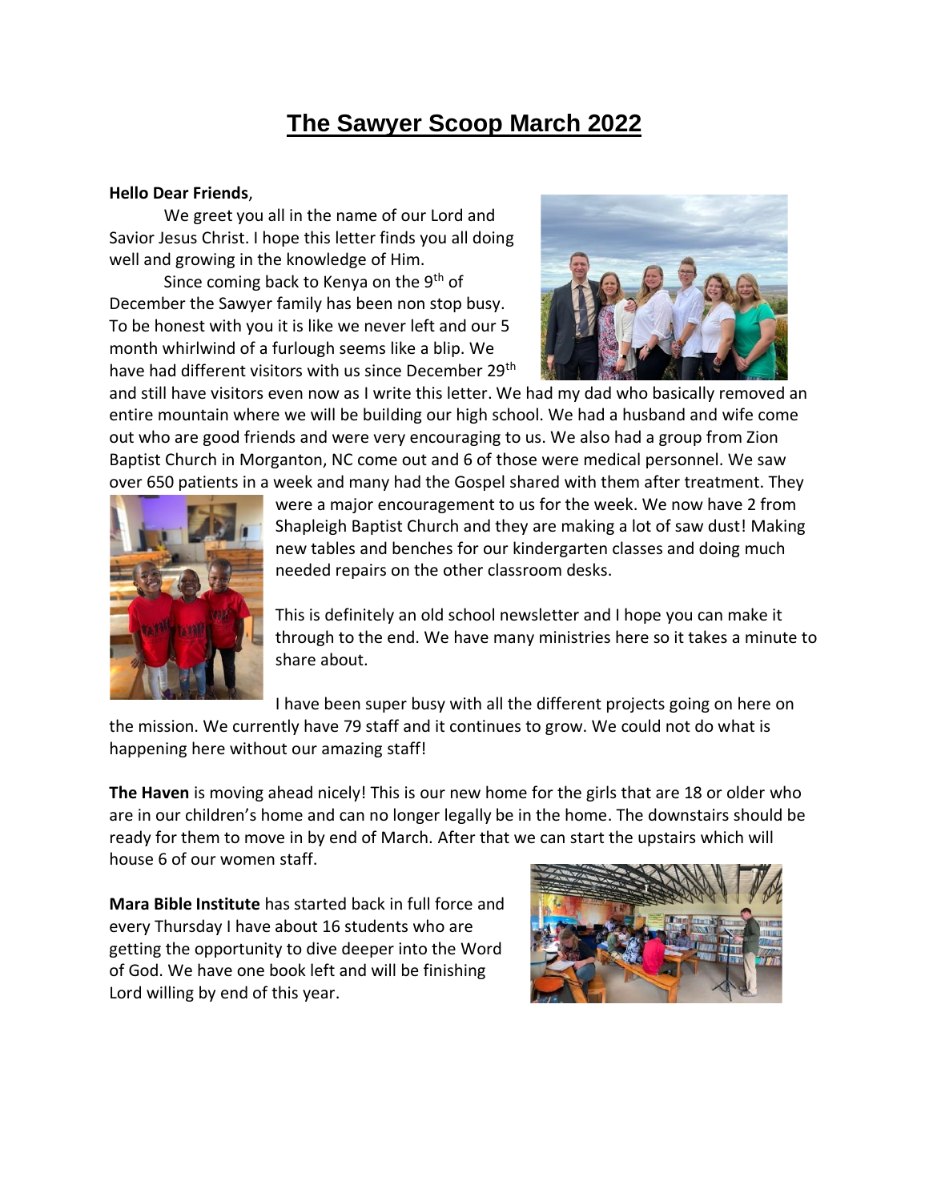# The Sawyer Scoop March 2022

**Hello Dear Friends**,

We greet you all in the name of our Lord and Savior Jesus Christ. I hope this letter finds you all doing well and growing in the knowledge of Him.

Since coming back to Kenya on the 9th of December the Sawyer family has been non stop busy. To be honest with you it is like we never left and our 5 month whirlwind of a furlough seems like a blip. We have had different visitors with us since December 29th and still have visitors even now as I write this letter. We had my dad who basically removed an entire mountain where we will be building our high school. We had a husband and wife come out who are good friends and were very encouraging to us. We also had a group from Zion Baptist Church in Morganton, NC come out and 6 of those were medical personnel. We saw over 650 patients in a week and many had the Gospel shared with them after treatment. They were a major encouragement to us for the week. We now have 2 from Shapleigh Baptist Church and they are making a lot of saw dust! Making new tables and benches for our kindergarten classes and doing much needed repairs on the other classroom desks.

This is definitely an old school newsletter and I hope you can make it through to the end. We have many ministries here so it takes a minute to share about.

I have been super busy with all the different projects going on here on the mission. We currently have 79 staff and it continues to grow. We could not do what is happening here without our amazing staff!

**The Haven** is moving ahead nicely! This is our new home for the girls that are 18 or older who are in our children's home and can no longer legally be in the home. The downstairs should be ready for them to move in by end of March. After that we can start the upstairs which will house 6 of our women staff.

**Mara Bible Institute** has started back in full force and every Thursday I have about 16 students who are getting the opportunity to dive deeper into the Word of God. We have one book left and will be finishing Lord willing by end of this year.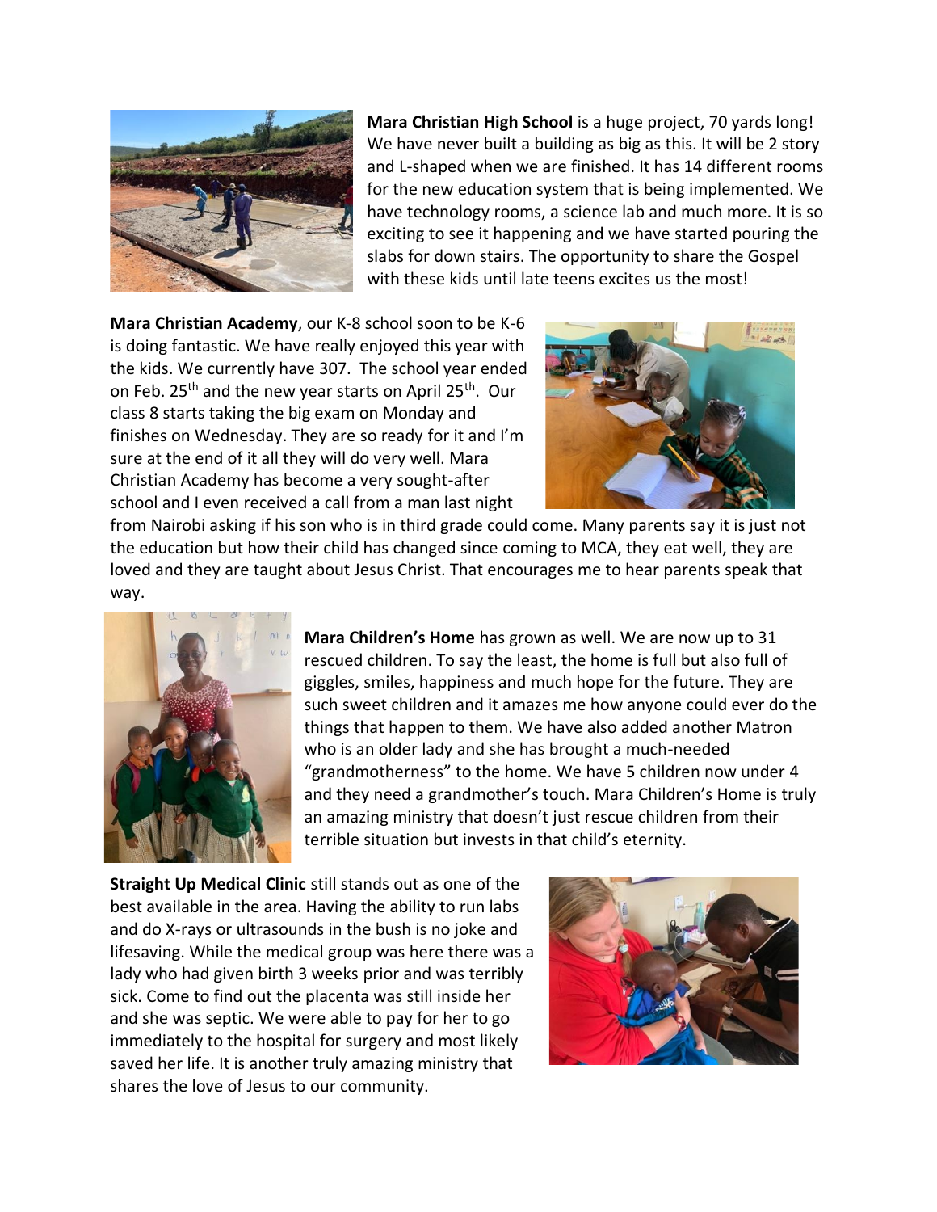**Mara Christian High School** is a huge project, 70 yards long! We have never built a building as big as this. It will be 2 story and L-shaped when we are finished. It has 14 different rooms for the new education system that is being implemented. We have technology rooms, a science lab and much more. It is so exciting to see it happening and we have started pouring the slabs for down stairs. The opportunity to share the Gospel with these kids until late teens excites us the most!

**Mara Christian Academy**, our K-8 school soon to be K-6 is doing fantastic. We have really enjoyed this year with the kids. We currently have 307. The school year ended on Feb. 25th and the new year starts on April 25th. Our class 8 starts taking the big exam on Monday and finishes on Wednesday. They are so ready for it and I'm sure at the end of it all they will do very well. Mara Christian Academy has become a very sought-after school and I even received a call from a man last night from Nairobi asking if his son who is in third grade could come. Many parents say it is just not the education but how their child has changed since coming to MCA, they eat well, they are loved and they are taught about Jesus Christ. That encourages me to hear parents speak that way.

**Mara Children's Home** has grown as well. We are now up to 31 rescued children. To say the least, the home is full but also full of giggles, smiles, happiness and much hope for the future. They are such sweet children and it amazes me how anyone could ever do the things that happen to them. We have also added another Matron who is an older lady and she has brought a much-needed "grandmotherness" to the home. We have 5 children now under 4 and they need a grandmother's touch. Mara Children's Home is truly an amazing ministry that doesn't just rescue children from their terrible situation but invests in that child's eternity.

**Straight Up Medical Clinic** still stands out as one of the best available in the area. Having the ability to run labs and do X-rays or ultrasounds in the bush is no joke and lifesaving. While the medical group was here there was a lady who had given birth 3 weeks prior and was terribly sick. Come to find out the placenta was still inside her and she was septic. We were able to pay for her to go immediately to the hospital for surgery and most likely saved her life. It is another truly amazing ministry that shares the love of Jesus to our community.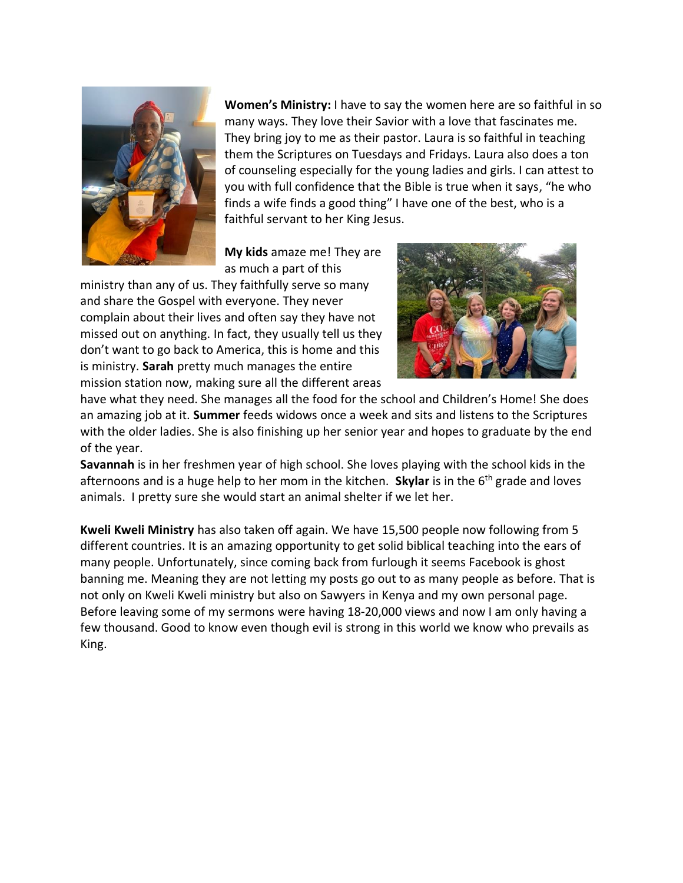**Women's Ministry:** I have to say the women here are so faithful in so many ways. They love their Savior with a love that fascinates me. They bring joy to me as their pastor. Laura is so faithful in teaching them the Scriptures on Tuesdays and Fridays. Laura also does a ton of counseling especially for the young ladies and girls. I can attest to you with full confidence that the Bible is true when it says, "he who finds a wife finds a good thing" I have one of the best, who is a faithful servant to her King Jesus.

**My kids** amaze me! They are as much a part of this ministry than any of us. They faithfully serve so many and share the Gospel with everyone. They never complain about their lives and often say they have not missed out on anything. In fact, they usually tell us they don't want to go back to America, this is home and this is ministry. **Sarah** pretty much manages the entire mission station now, making sure all the different areas have what they need. She manages all the food for the school and Children's Home! She does an amazing job at it. **Summer** feeds widows once a week and sits and listens to the Scriptures with the older ladies. She is also finishing up her senior year and hopes to graduate by the end of the year.

**Savannah** is in her freshmen year of high school. She loves playing with the school kids in the afternoons and is a huge help to her mom in the kitchen. **Skylar** is in the 6th grade and loves animals. I pretty sure she would start an animal shelter if we let her.

**Kweli Kweli Ministry** has also taken off again. We have 15,500 people now following from 5 different countries. It is an amazing opportunity to get solid biblical teaching into the ears of many people. Unfortunately, since coming back from furlough it seems Facebook is ghost banning me. Meaning they are not letting my posts go out to as many people as before. That is not only on Kweli Kweli ministry but also on Sawyers in Kenya and my own personal page. Before leaving some of my sermons were having 18-20,000 views and now I am only having a few thousand. Good to know even though evil is strong in this world we know who prevails as King.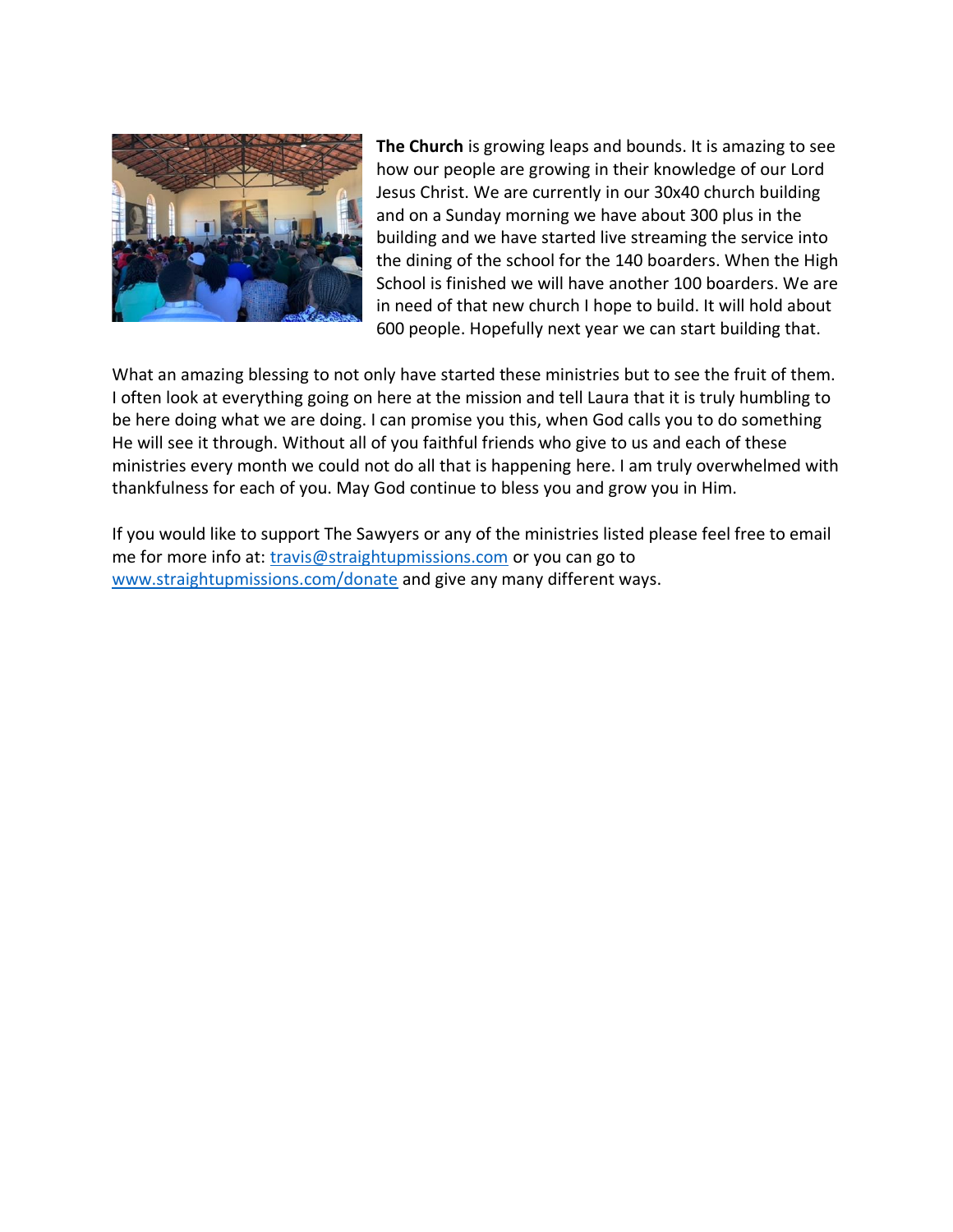**The Church** is growing leaps and bounds. It is amazing to see how our people are growing in their knowledge of our Lord Jesus Christ. We are currently in our 30x40 church building and on a Sunday morning we have about 300 plus in the building and we have started live streaming the service into the dining of the school for the 140 boarders. When the High School is finished we will have another 100 boarders. We are in need of that new church I hope to build. It will hold about 600 people. Hopefully next year we can start building that.

What an amazing blessing to not only have started these ministries but to see the fruit of them. I often look at everything going on here at the mission and tell Laura that it is truly humbling to be here doing what we are doing. I can promise you this, when God calls you to do something He will see it through. Without all of you faithful friends who give to us and each of these ministries every month we could not do all that is happening here. I am truly overwhelmed with thankfulness for each of you. May God continue to bless you and grow you in Him.

If you would like to support The Sawyers or any of the ministries listed please feel free to email me for more info at: [travis@straightupmissions.com](mailto:travis@straightupmissions.com) or you can go to [www.straightupmissions.com/donate](http://www.straightupmissions.com/donate) and give any many different ways.